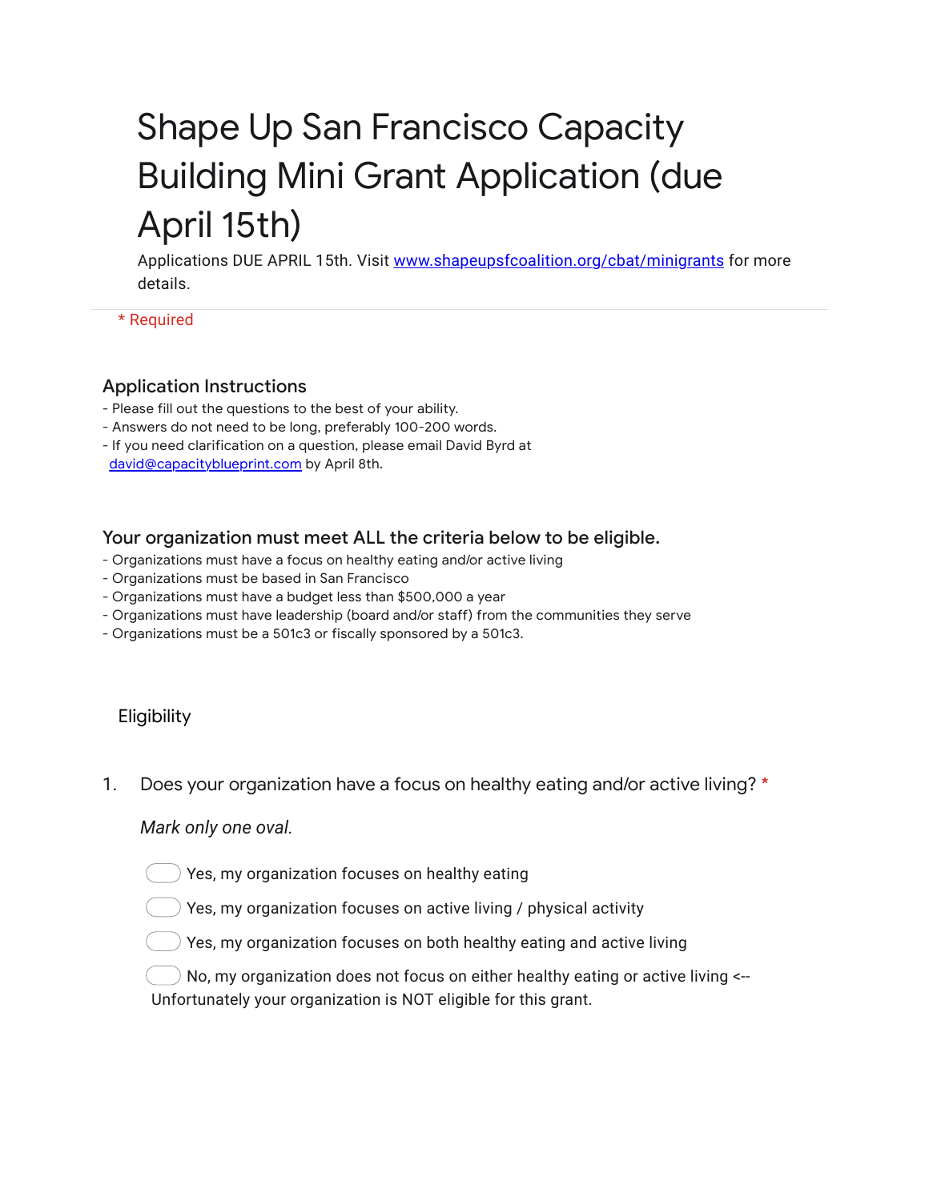# Shape Up San Francisco Capacity Building Mini Grant Application (due April 15th)

Applications DUE APRIL 15th. Visit [www.shapeupsfcoalition.org/cbat/minigrants](http://www.shapeupsfcoalition.org/cbat/minigrants) for more details.

\* Required

### Application Instructions

- Please fill out the questions to the best of your ability.
- Answers do not need to be long, preferably 100-200 words.
- If you need clarification on a question, please email David Byrd at [david@capacityblueprint.com](mailto:david@capacityblueprint.com) by April 8th.

### Your organization must meet ALL the criteria below to be eligible.

- Organizations must have a focus on healthy eating and/or active living
- Organizations must be based in San Francisco
- Organizations must have a budget less than $500,000 a year
- Organizations must have leadership (board and/or staff) from the communities they serve
- Organizations must be a 501c3 or fiscally sponsored by a 501c3.

## Eligibility

1. Does your organization have a focus on healthy eating and/or active living? *

   *Mark only one oval.*

   - ◯ Yes, my organization focuses on healthy eating
   - ◯ Yes, my organization focuses on active living / physical activity
   - ◯ Yes, my organization focuses on both healthy eating and active living
   - ◯ No, my organization does not focus on either healthy eating or active living <-- Unfortunately your organization is NOT eligible for this grant.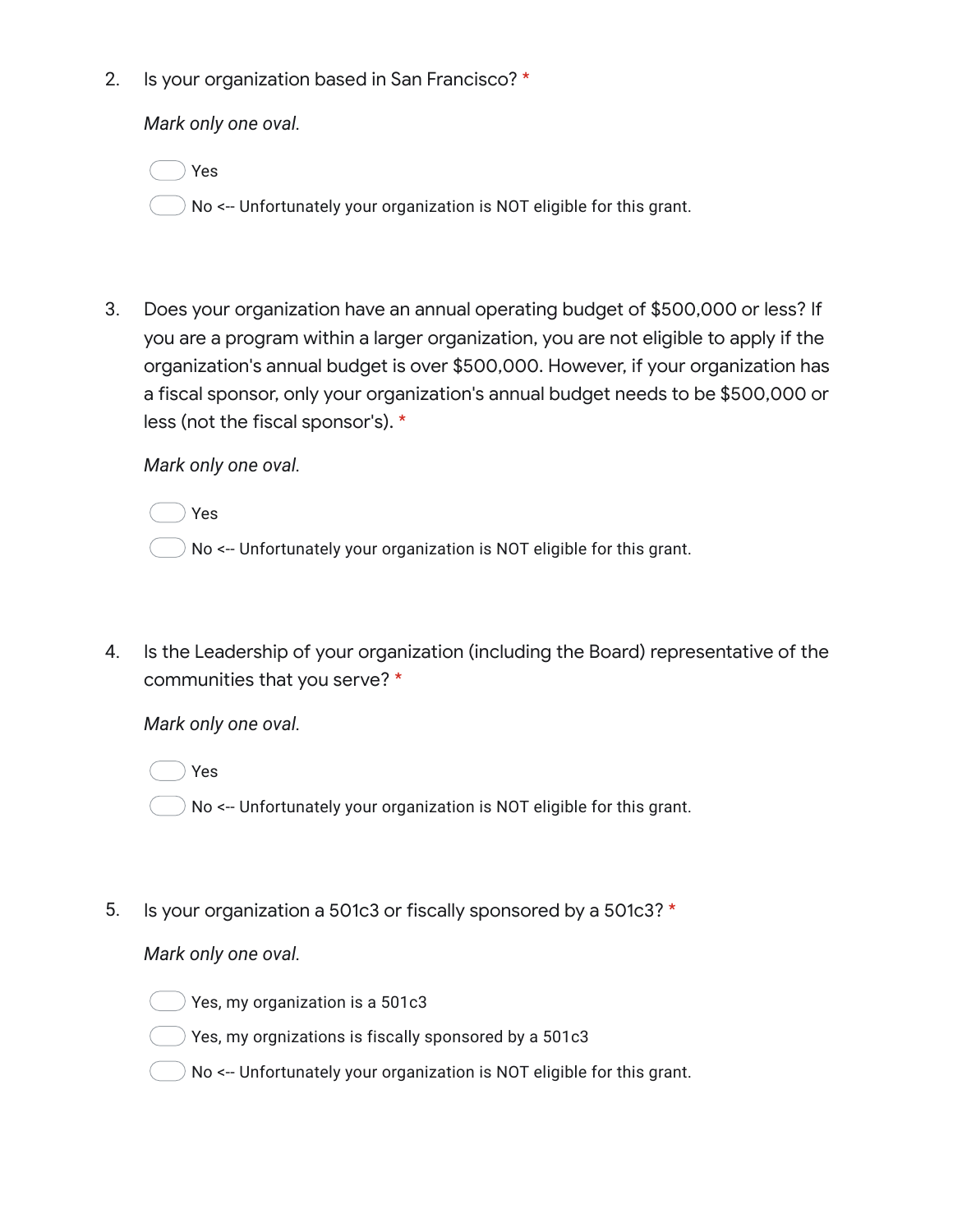2. Is your organization based in San Francisco? *

   *Mark only one oval.*

   - ⬭ Yes
   - ⬭ No <-- Unfortunately your organization is NOT eligible for this grant.

3. Does your organization have an annual operating budget of $500,000 or less? If you are a program within a larger organization, you are not eligible to apply if the organization's annual budget is over $500,000. However, if your organization has a fiscal sponsor, only your organization's annual budget needs to be $500,000 or less (not the fiscal sponsor's). *

   *Mark only one oval.*

   - ⬭ Yes
   - ⬭ No <-- Unfortunately your organization is NOT eligible for this grant.

4. Is the Leadership of your organization (including the Board) representative of the communities that you serve? *

   *Mark only one oval.*

   - ⬭ Yes
   - ⬭ No <-- Unfortunately your organization is NOT eligible for this grant.

5. Is your organization a 501c3 or fiscally sponsored by a 501c3? *

   *Mark only one oval.*

   - ⬭ Yes, my organization is a 501c3
   - ⬭ Yes, my orgnizations is fiscally sponsored by a 501c3
   - ⬭ No <-- Unfortunately your organization is NOT eligible for this grant.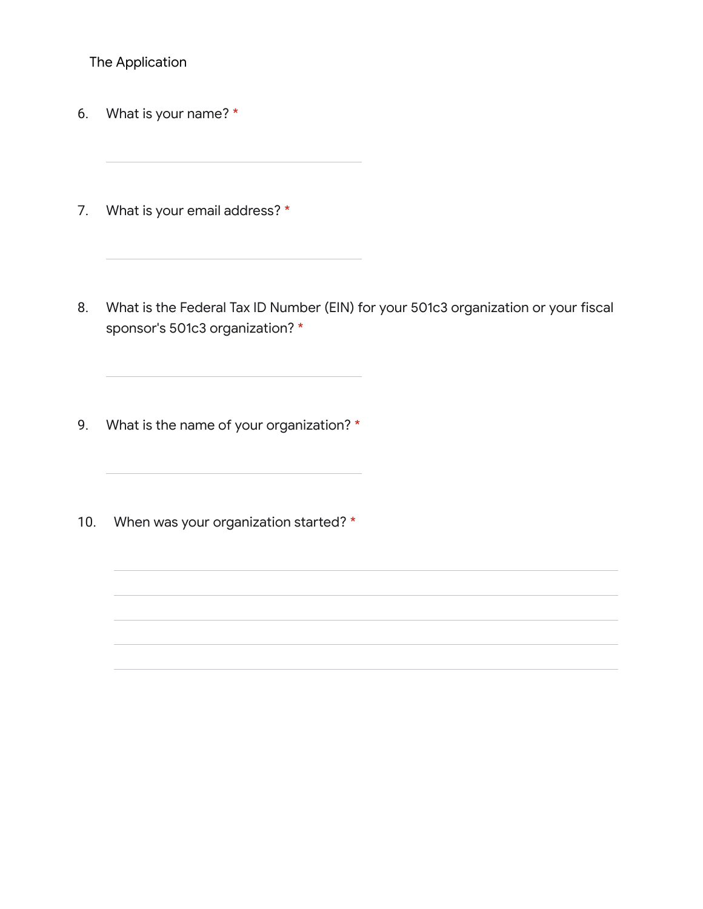The Application

6. What is your name? *

7. What is your email address? *

8. What is the Federal Tax ID Number (EIN) for your 501c3 organization or your fiscal sponsor's 501c3 organization? *

9. What is the name of your organization? *

10. When was your organization started? *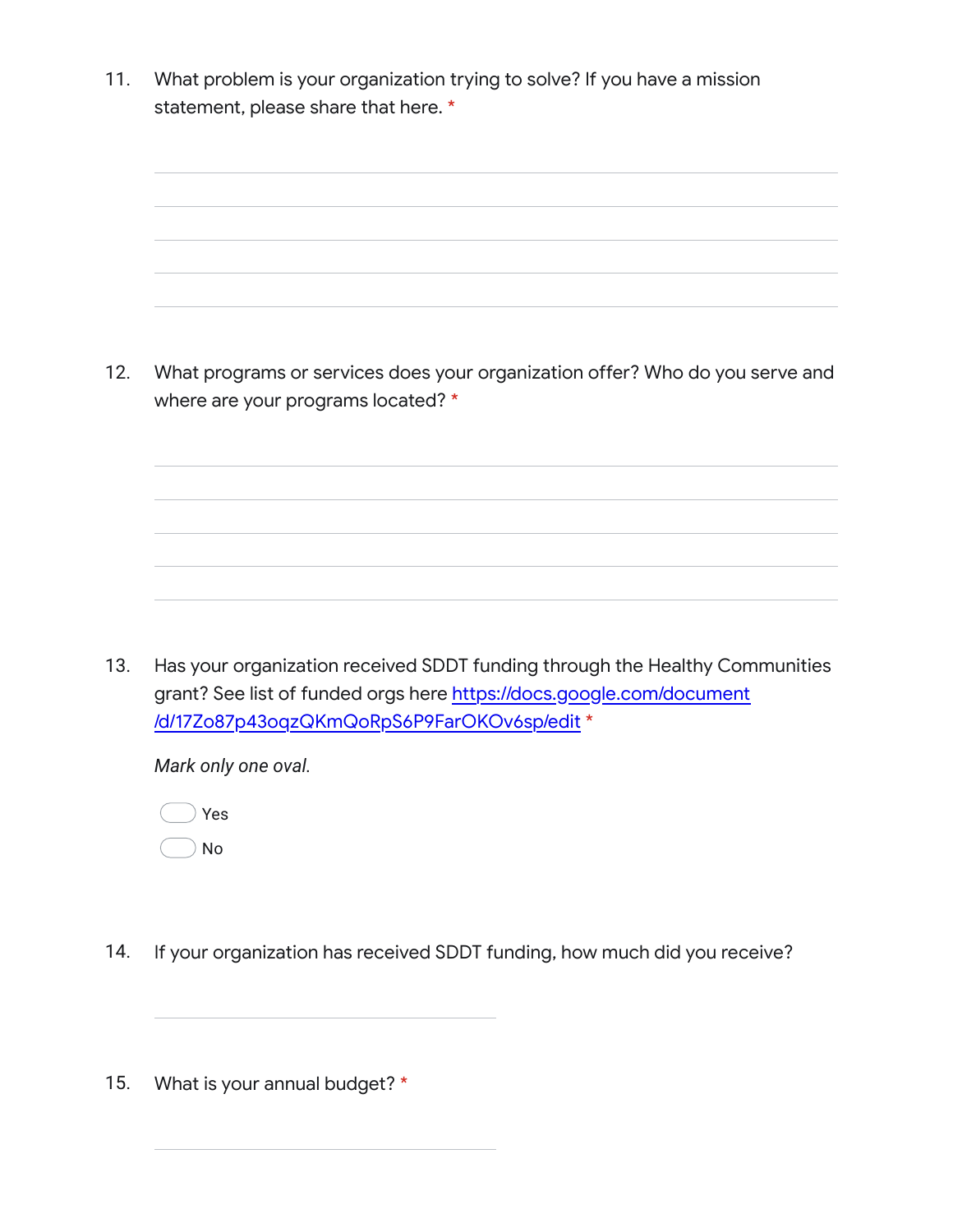11. What problem is your organization trying to solve? If you have a mission statement, please share that here. *

____________________________________________________________

____________________________________________________________

____________________________________________________________

____________________________________________________________

____________________________________________________________

12. What programs or services does your organization offer? Who do you serve and where are your programs located? *

____________________________________________________________

____________________________________________________________

____________________________________________________________

____________________________________________________________

____________________________________________________________

13. Has your organization received SDDT funding through the Healthy Communities grant? See list of funded orgs here [https://docs.google.com/document/d/17Zo87p43oqzQKmQoRpS6P9FarOKOv6sp/edit](https://docs.google.com/document/d/17Zo87p43oqzQKmQoRpS6P9FarOKOv6sp/edit) *

*Mark only one oval.*

- ◯ Yes
- ◯ No

14. If your organization has received SDDT funding, how much did you receive?

______________________________

15. What is your annual budget? *

______________________________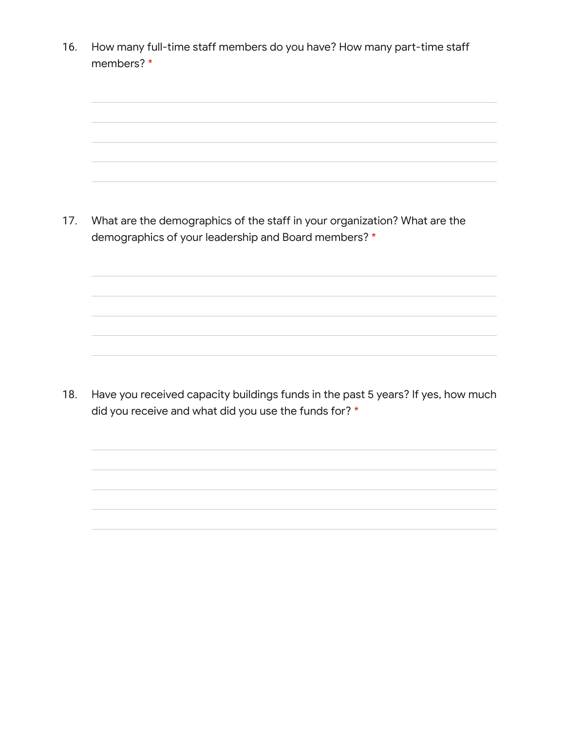16. How many full-time staff members do you have? How many part-time staff members? *

17. What are the demographics of the staff in your organization? What are the demographics of your leadership and Board members? *

18. Have you received capacity buildings funds in the past 5 years? If yes, how much did you receive and what did you use the funds for? *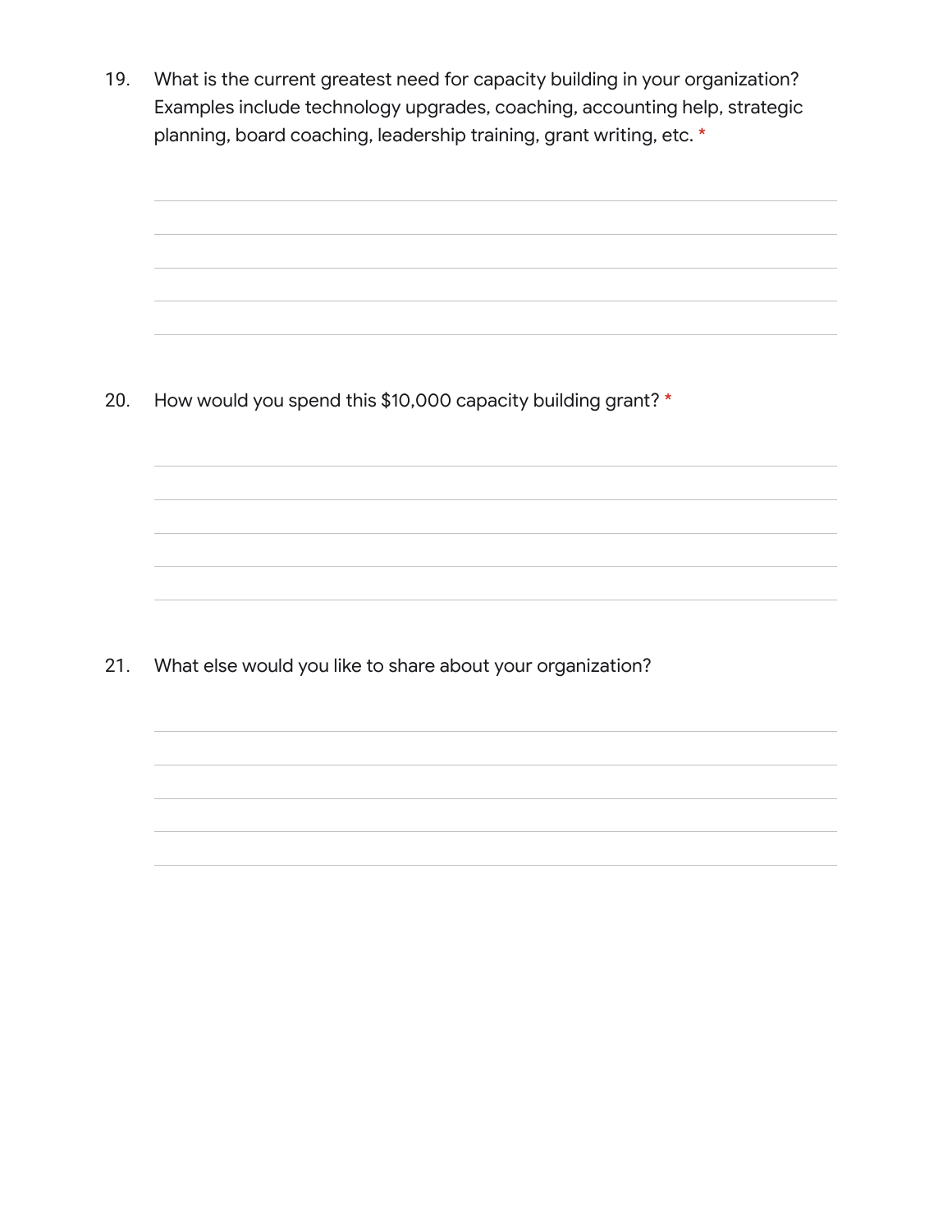19. What is the current greatest need for capacity building in your organization? Examples include technology upgrades, coaching, accounting help, strategic planning, board coaching, leadership training, grant writing, etc. *

_____________________________________________
_____________________________________________
_____________________________________________
_____________________________________________
_____________________________________________

20. How would you spend this $10,000 capacity building grant? *

_____________________________________________
_____________________________________________
_____________________________________________
_____________________________________________
_____________________________________________

21. What else would you like to share about your organization?

_____________________________________________
_____________________________________________
_____________________________________________
_____________________________________________
_____________________________________________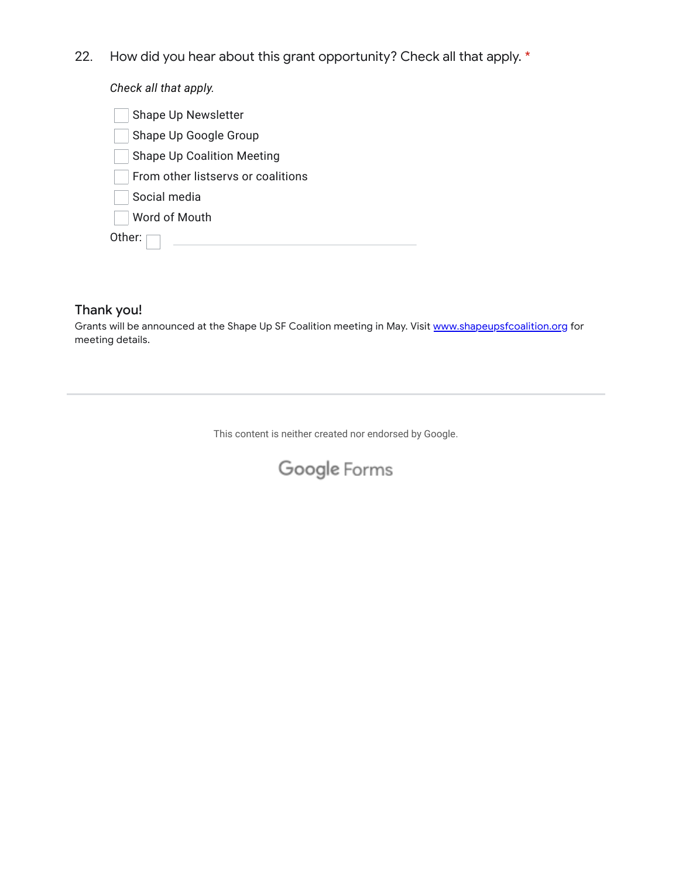22. How did you hear about this grant opportunity? Check all that apply. *

*Check all that apply.*

- [ ] Shape Up Newsletter
- [ ] Shape Up Google Group
- [ ] Shape Up Coalition Meeting
- [ ] From other listservs or coalitions
- [ ] Social media
- [ ] Word of Mouth

Other: [ ] ____________________

## Thank you!

Grants will be announced at the Shape Up SF Coalition meeting in May. Visit [www.shapeupsfcoalition.org](http://www.shapeupsfcoalition.org) for meeting details.

---

This content is neither created nor endorsed by Google.

Google Forms